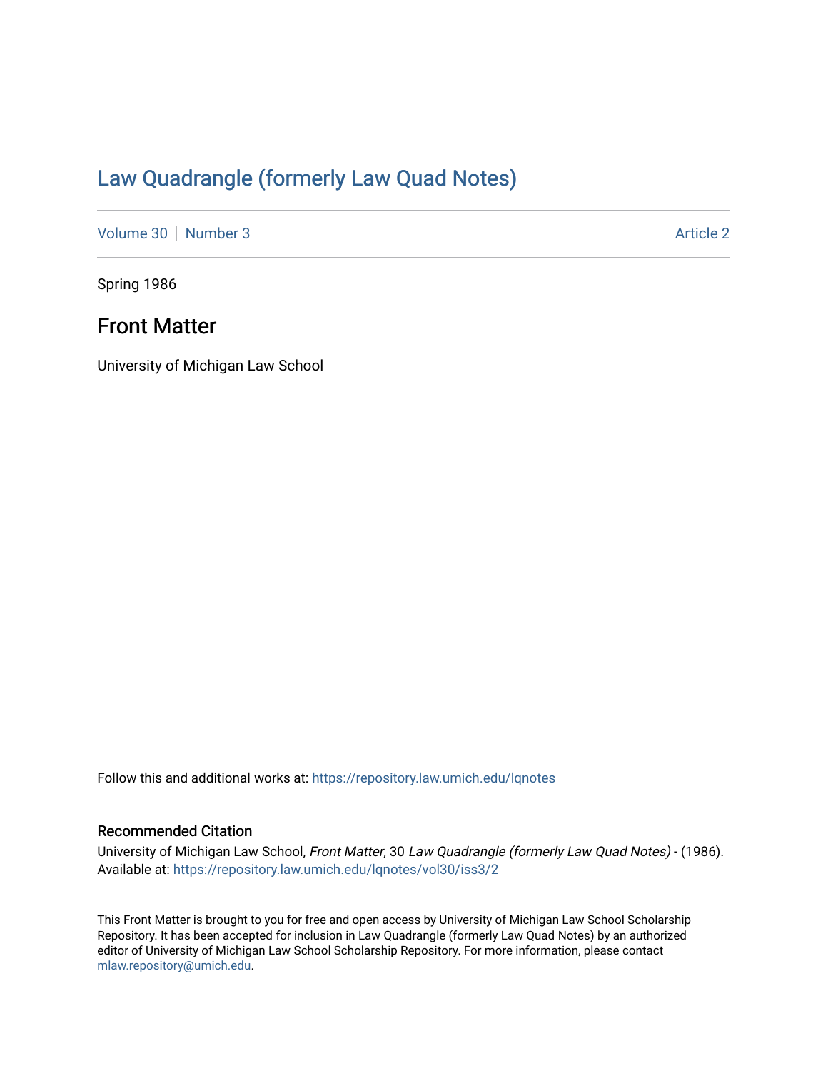# Law Quadrangle (formerly Law Quad Notes)

Volume 30 | Number 3 Article 2

Spring 1986

## Front Matter

University of Michigan Law School

Follow this and additional works at: https://repository.law.umich.edu/lqnotes

### Recommended Citation

University of Michigan Law School, *Front Matter*, 30 *Law Quadrangle (formerly Law Quad Notes)* - (1986). Available at: https://repository.law.umich.edu/lqnotes/vol30/iss3/2

This Front Matter is brought to you for free and open access by University of Michigan Law School Scholarship Repository. It has been accepted for inclusion in Law Quadrangle (formerly Law Quad Notes) by an authorized editor of University of Michigan Law School Scholarship Repository. For more information, please contact mlaw.repository@umich.edu.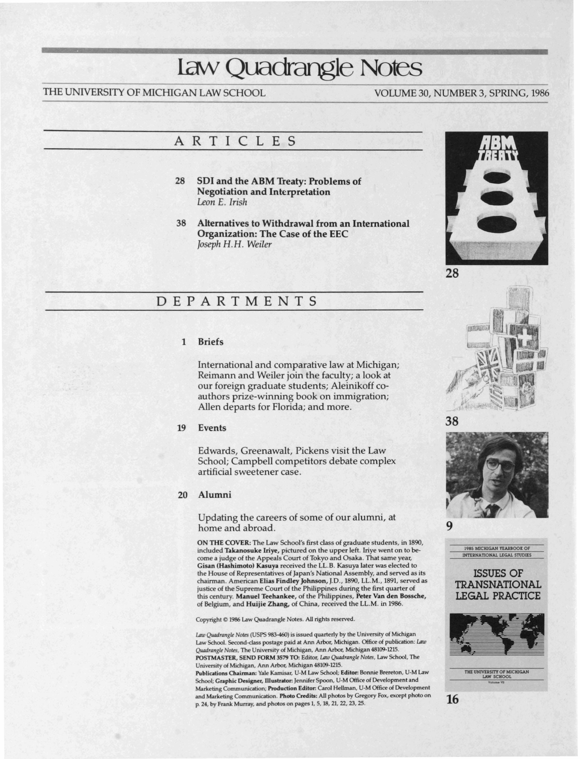# Law Quadrangle Notes

THE UNIVERSITY OF MICHIGAN LAW SCHOOL — VOLUME 30, NUMBER 3, SPRING, 1986

## ARTICLES

28 **SDI and the ABM Treaty: Problems of Negotiation and Interpretation**
*Leon E. Irish*

38 **Alternatives to Withdrawal from an International Organization: The Case of the EEC**
*Joseph H.H. Weiler*

## DEPARTMENTS

1 **Briefs**

International and comparative law at Michigan; Reimann and Weiler join the faculty; a look at our foreign graduate students; Aleinikoff co-authors prize-winning book on immigration; Allen departs for Florida; and more.

19 **Events**

Edwards, Greenawalt, Pickens visit the Law School; Campbell competitors debate complex artificial sweetener case.

20 **Alumni**

Updating the careers of some of our alumni, at home and abroad.

**ON THE COVER:** The Law School's first class of graduate students, in 1890, included **Takanosuke Iriye,** pictured on the upper left. Iriye went on to become a judge of the Appeals Court of Tokyo and Osaka. That same year, **Gisan (Hashimoto) Kasuya** received the LL.B. Kasuya later was elected to the House of Representatives of Japan's National Assembly, and served as its chairman. American **Elias Findley Johnson,** J.D., 1890, LL.M., 1891, served as justice of the Supreme Court of the Philippines during the first quarter of this century. **Manuel Teehankee,** of the Philippines, **Peter Van den Bossche,** of Belgium, and **Huijie Zhang,** of China, received the LL.M. in 1986.

Copyright © 1986 Law Quadrangle Notes. All rights reserved.

*Law Quadrangle Notes* (USPS 983-460) is issued quarterly by the University of Michigan Law School. Second-class postage paid at Ann Arbor, Michigan. Office of publication: *Law Quadrangle Notes,* The University of Michigan, Ann Arbor, Michigan 48109-1215. **POSTMASTER, SEND FORM 3579 TO:** Editor, *Law Quadrangle Notes,* Law School, The University of Michigan, Ann Arbor, Michigan 48109-1215.
**Publications Chairman:** Yale Kamisar, U-M Law School; **Editor:** Bonnie Brereton, U-M Law School; **Graphic Designer, Illustrator:** Jennifer Spoon, U-M Office of Development and Marketing Communication; **Production Editor:** Carol Hellman, U-M Office of Development and Marketing Communication. **Photo Credits:** All photos by Gregory Fox, except photo on p. 24, by Frank Murray, and photos on pages 1, 5, 18, 21, 22, 23, 25.

28

38

9

1985 MICHIGAN YEARBOOK OF INTERNATIONAL LEGAL STUDIES

ISSUES OF TRANSNATIONAL LEGAL PRACTICE

THE UNIVERSITY OF MICHIGAN LAW SCHOOL

16